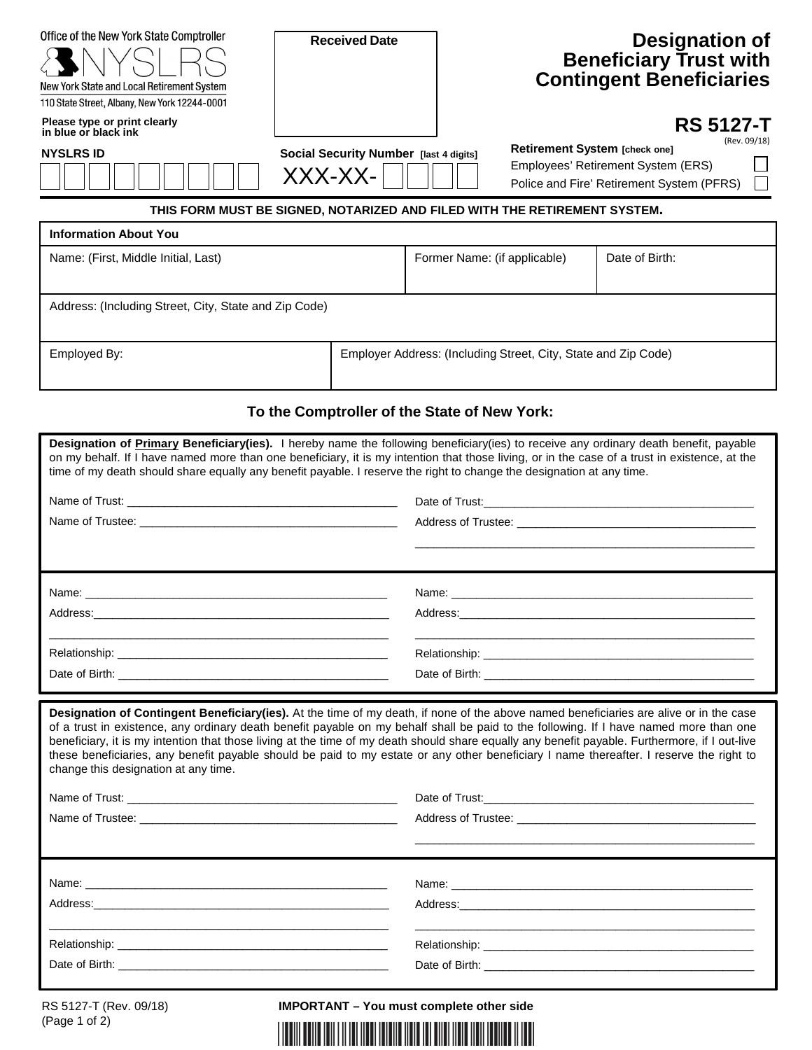Office of the New York State Comptroller

NYSLRS

New York State and Local Retirement System

110 State Street, Albany, New York 12244-0001

Please type or print clearly in blue or black ink

**Received Date**

# Designation of Beneficiary Trust with Contingent Beneficiaries

## RS 5127-T

(Rev. 09/18)

**NYSLRS ID**

**Social Security Number** **[last 4 digits]** XXX-XX-

**Retirement System [check one]**

- Employees' Retirement System (ERS) ☐
- Police and Fire' Retirement System (PFRS) ☐

**THIS FORM MUST BE SIGNED, NOTARIZED AND FILED WITH THE RETIREMENT SYSTEM.**

| **Information About You** | | |
|---|---|---|
| Name: (First, Middle Initial, Last) | Former Name: (if applicable) | Date of Birth: |
| Address: (Including Street, City, State and Zip Code) | | |
| Employed By: | Employer Address: (Including Street, City, State and Zip Code) | |

### To the Comptroller of the State of New York:

**Designation of Primary Beneficiary(ies).** I hereby name the following beneficiary(ies) to receive any ordinary death benefit, payable on my behalf. If I have named more than one beneficiary, it is my intention that those living, or in the case of a trust in existence, at the time of my death should share equally any benefit payable. I reserve the right to change the designation at any time.

Name of Trust: ____________________ Date of Trust: ____________________

Name of Trustee: ____________________ Address of Trustee: ____________________

____________________

Name: ____________________ Name: ____________________

Address: ____________________ Address: ____________________

____________________ ____________________

Relationship: ____________________ Relationship: ____________________

Date of Birth: ____________________ Date of Birth: ____________________

**Designation of Contingent Beneficiary(ies).** At the time of my death, if none of the above named beneficiaries are alive or in the case of a trust in existence, any ordinary death benefit payable on my behalf shall be paid to the following. If I have named more than one beneficiary, it is my intention that those living at the time of my death should share equally any benefit payable. Furthermore, if I out-live these beneficiaries, any benefit payable should be paid to my estate or any other beneficiary I name thereafter. I reserve the right to change this designation at any time.

Name of Trust: ____________________ Date of Trust: ____________________

Name of Trustee: ____________________ Address of Trustee: ____________________

____________________

Name: ____________________ Name: ____________________

Address: ____________________ Address: ____________________

____________________ ____________________

Relationship: ____________________ Relationship: ____________________

Date of Birth: ____________________ Date of Birth: ____________________

RS 5127-T (Rev. 09/18)
(Page 1 of 2)

**IMPORTANT – You must complete other side**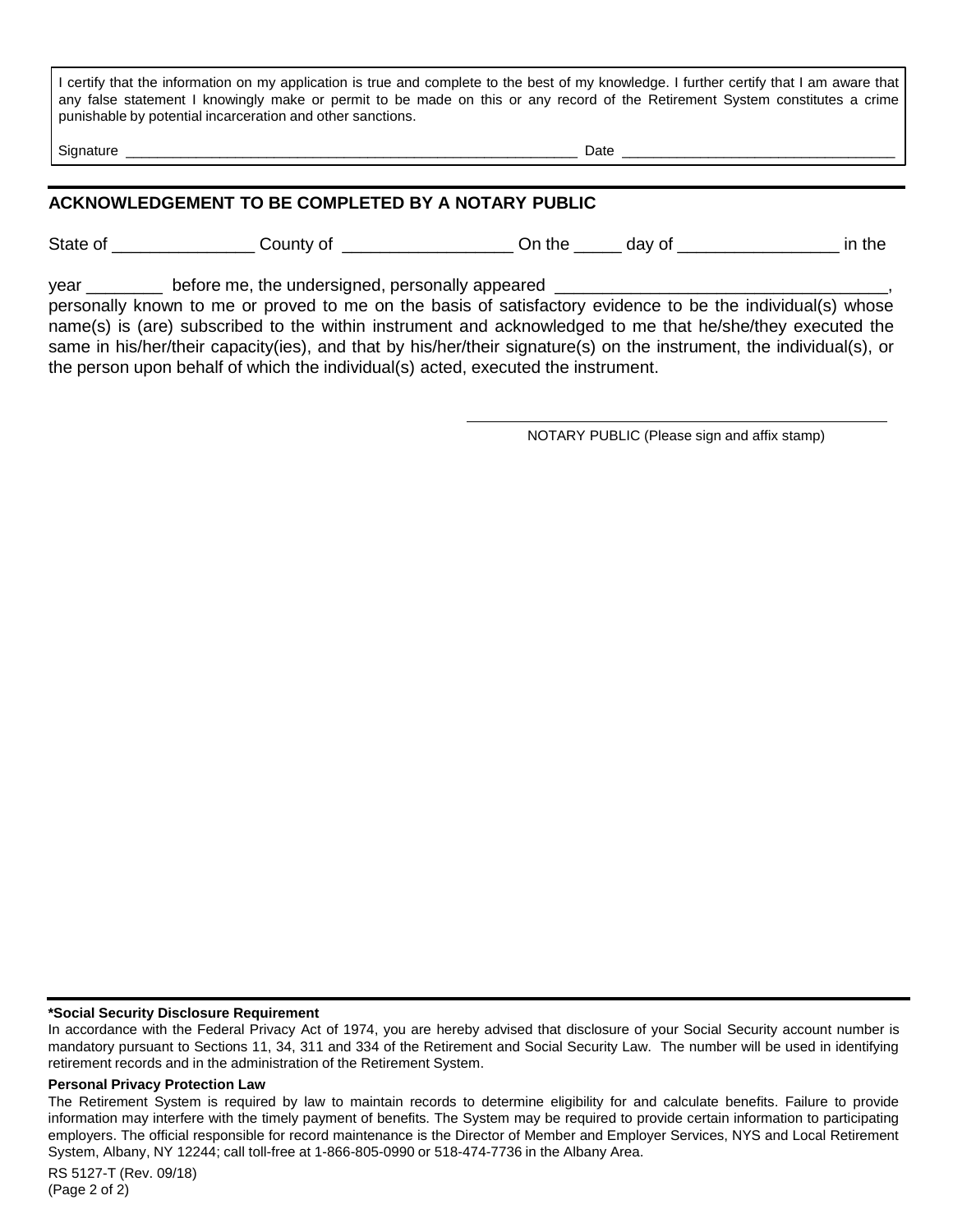I certify that the information on my application is true and complete to the best of my knowledge. I further certify that I am aware that any false statement I knowingly make or permit to be made on this or any record of the Retirement System constitutes a crime punishable by potential incarceration and other sanctions.

Signature ___________________________________________________________ Date ___________________________________

## ACKNOWLEDGEMENT TO BE COMPLETED BY A NOTARY PUBLIC

State of _______________ County of __________________ On the _____ day of _________________ in the

year ________ before me, the undersigned, personally appeared ___________________________________, personally known to me or proved to me on the basis of satisfactory evidence to be the individual(s) whose name(s) is (are) subscribed to the within instrument and acknowledged to me that he/she/they executed the same in his/her/their capacity(ies), and that by his/her/their signature(s) on the instrument, the individual(s), or the person upon behalf of which the individual(s) acted, executed the instrument.

_____________________________________________
NOTARY PUBLIC (Please sign and affix stamp)

**\*Social Security Disclosure Requirement**

In accordance with the Federal Privacy Act of 1974, you are hereby advised that disclosure of your Social Security account number is mandatory pursuant to Sections 11, 34, 311 and 334 of the Retirement and Social Security Law. The number will be used in identifying retirement records and in the administration of the Retirement System.

**Personal Privacy Protection Law**

The Retirement System is required by law to maintain records to determine eligibility for and calculate benefits. Failure to provide information may interfere with the timely payment of benefits. The System may be required to provide certain information to participating employers. The official responsible for record maintenance is the Director of Member and Employer Services, NYS and Local Retirement System, Albany, NY 12244; call toll-free at 1-866-805-0990 or 518-474-7736 in the Albany Area.

RS 5127-T (Rev. 09/18)